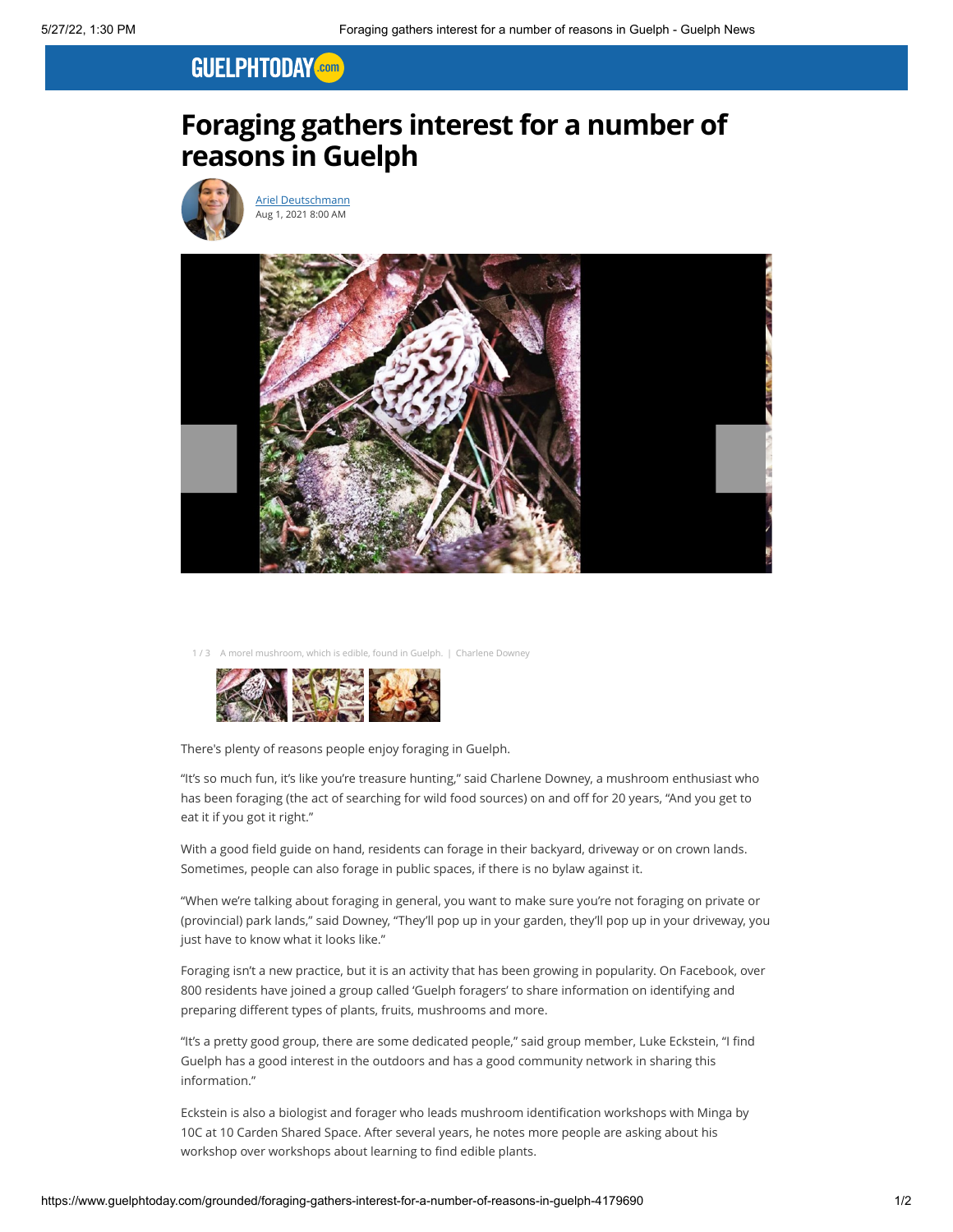GUELPHTODAY.com

# Foraging gathers interest for a number of reasons in Guelph

Ariel Deutschmann
Aug 1, 2021 8:00 AM

1 / 3 A morel mushroom, which is edible, found in Guelph. | Charlene Downey

There's plenty of reasons people enjoy foraging in Guelph.

"It's so much fun, it's like you're treasure hunting," said Charlene Downey, a mushroom enthusiast who has been foraging (the act of searching for wild food sources) on and off for 20 years, "And you get to eat it if you got it right."

With a good field guide on hand, residents can forage in their backyard, driveway or on crown lands. Sometimes, people can also forage in public spaces, if there is no bylaw against it.

"When we're talking about foraging in general, you want to make sure you're not foraging on private or (provincial) park lands," said Downey, "They'll pop up in your garden, they'll pop up in your driveway, you just have to know what it looks like."

Foraging isn't a new practice, but it is an activity that has been growing in popularity. On Facebook, over 800 residents have joined a group called 'Guelph foragers' to share information on identifying and preparing different types of plants, fruits, mushrooms and more.

"It's a pretty good group, there are some dedicated people," said group member, Luke Eckstein, "I find Guelph has a good interest in the outdoors and has a good community network in sharing this information."

Eckstein is also a biologist and forager who leads mushroom identification workshops with Minga by 10C at 10 Carden Shared Space. After several years, he notes more people are asking about his workshop over workshops about learning to find edible plants.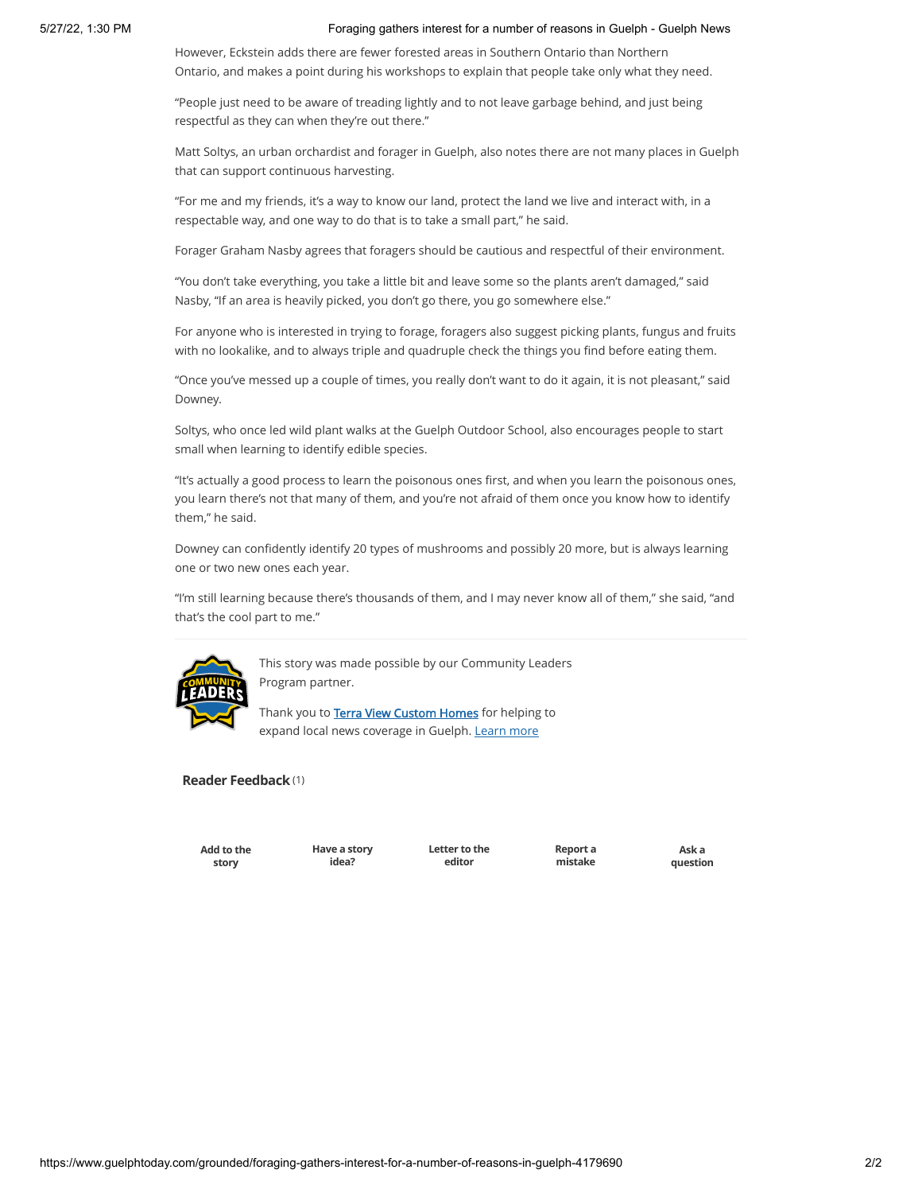However, Eckstein adds there are fewer forested areas in Southern Ontario than Northern Ontario, and makes a point during his workshops to explain that people take only what they need.

“People just need to be aware of treading lightly and to not leave garbage behind, and just being respectful as they can when they’re out there.”

Matt Soltys, an urban orchardist and forager in Guelph, also notes there are not many places in Guelph that can support continuous harvesting.

“For me and my friends, it’s a way to know our land, protect the land we live and interact with, in a respectable way, and one way to do that is to take a small part,” he said.

Forager Graham Nasby agrees that foragers should be cautious and respectful of their environment.

“You don’t take everything, you take a little bit and leave some so the plants aren’t damaged,” said Nasby, “If an area is heavily picked, you don’t go there, you go somewhere else.”

For anyone who is interested in trying to forage, foragers also suggest picking plants, fungus and fruits with no lookalike, and to always triple and quadruple check the things you find before eating them.

“Once you’ve messed up a couple of times, you really don’t want to do it again, it is not pleasant,” said Downey.

Soltys, who once led wild plant walks at the Guelph Outdoor School, also encourages people to start small when learning to identify edible species.

“It’s actually a good process to learn the poisonous ones first, and when you learn the poisonous ones, you learn there’s not that many of them, and you’re not afraid of them once you know how to identify them,” he said.

Downey can confidently identify 20 types of mushrooms and possibly 20 more, but is always learning one or two new ones each year.

“I’m still learning because there’s thousands of them, and I may never know all of them,” she said, “and that’s the cool part to me.”

---

This story was made possible by our Community Leaders Program partner.

Thank you to Terra View Custom Homes for helping to expand local news coverage in Guelph. Learn more

**Reader Feedback** (1)

Add to the story | Have a story idea? | Letter to the editor | Report a mistake | Ask a question